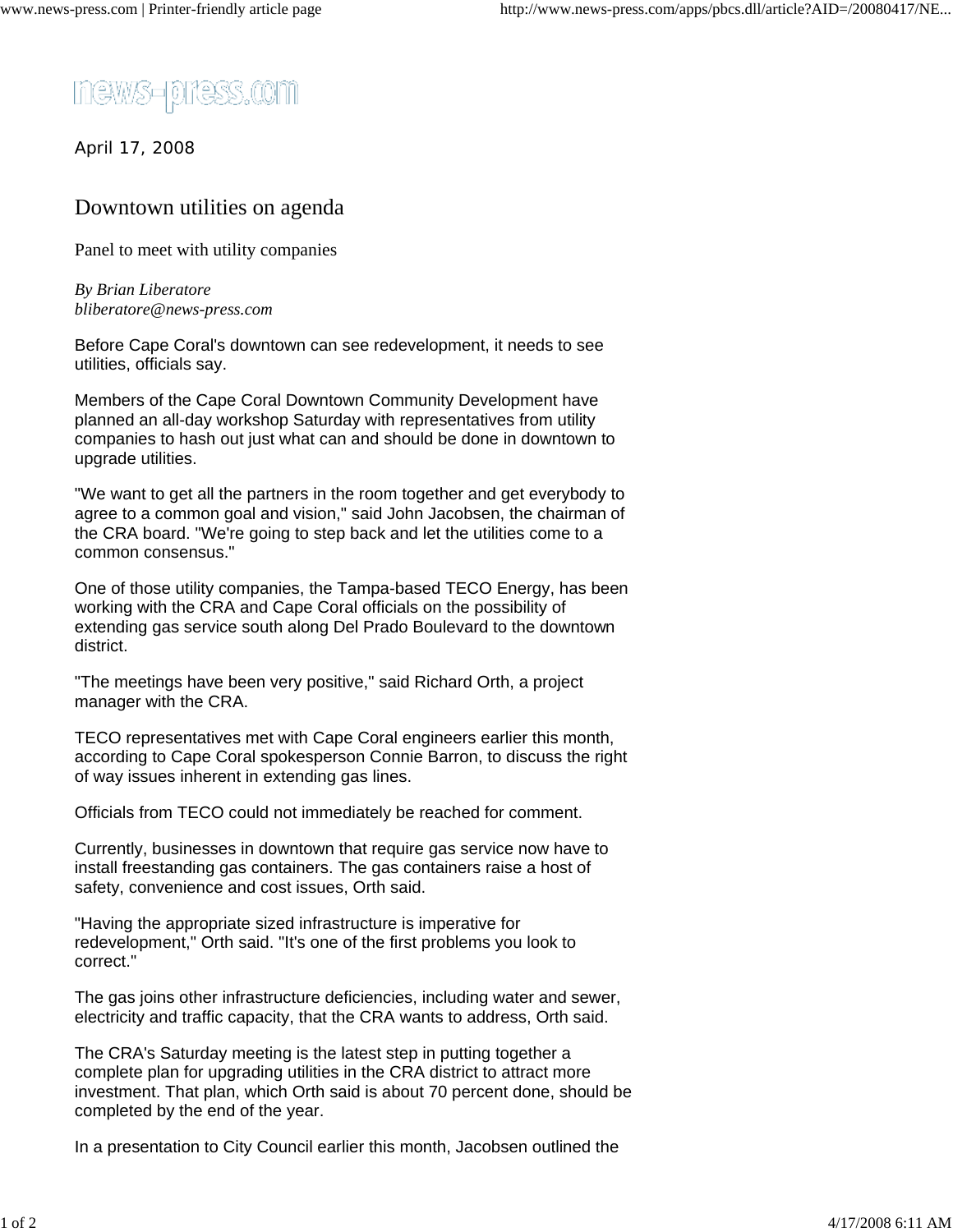news-press.com

April 17, 2008

# Downtown utilities on agenda

## Panel to meet with utility companies

*By Brian Liberatore*
*bliberatore@news-press.com*

Before Cape Coral's downtown can see redevelopment, it needs to see utilities, officials say.

Members of the Cape Coral Downtown Community Development have planned an all-day workshop Saturday with representatives from utility companies to hash out just what can and should be done in downtown to upgrade utilities.

"We want to get all the partners in the room together and get everybody to agree to a common goal and vision," said John Jacobsen, the chairman of the CRA board. "We're going to step back and let the utilities come to a common consensus."

One of those utility companies, the Tampa-based TECO Energy, has been working with the CRA and Cape Coral officials on the possibility of extending gas service south along Del Prado Boulevard to the downtown district.

"The meetings have been very positive," said Richard Orth, a project manager with the CRA.

TECO representatives met with Cape Coral engineers earlier this month, according to Cape Coral spokesperson Connie Barron, to discuss the right of way issues inherent in extending gas lines.

Officials from TECO could not immediately be reached for comment.

Currently, businesses in downtown that require gas service now have to install freestanding gas containers. The gas containers raise a host of safety, convenience and cost issues, Orth said.

"Having the appropriate sized infrastructure is imperative for redevelopment," Orth said. "It's one of the first problems you look to correct."

The gas joins other infrastructure deficiencies, including water and sewer, electricity and traffic capacity, that the CRA wants to address, Orth said.

The CRA's Saturday meeting is the latest step in putting together a complete plan for upgrading utilities in the CRA district to attract more investment. That plan, which Orth said is about 70 percent done, should be completed by the end of the year.

In a presentation to City Council earlier this month, Jacobsen outlined the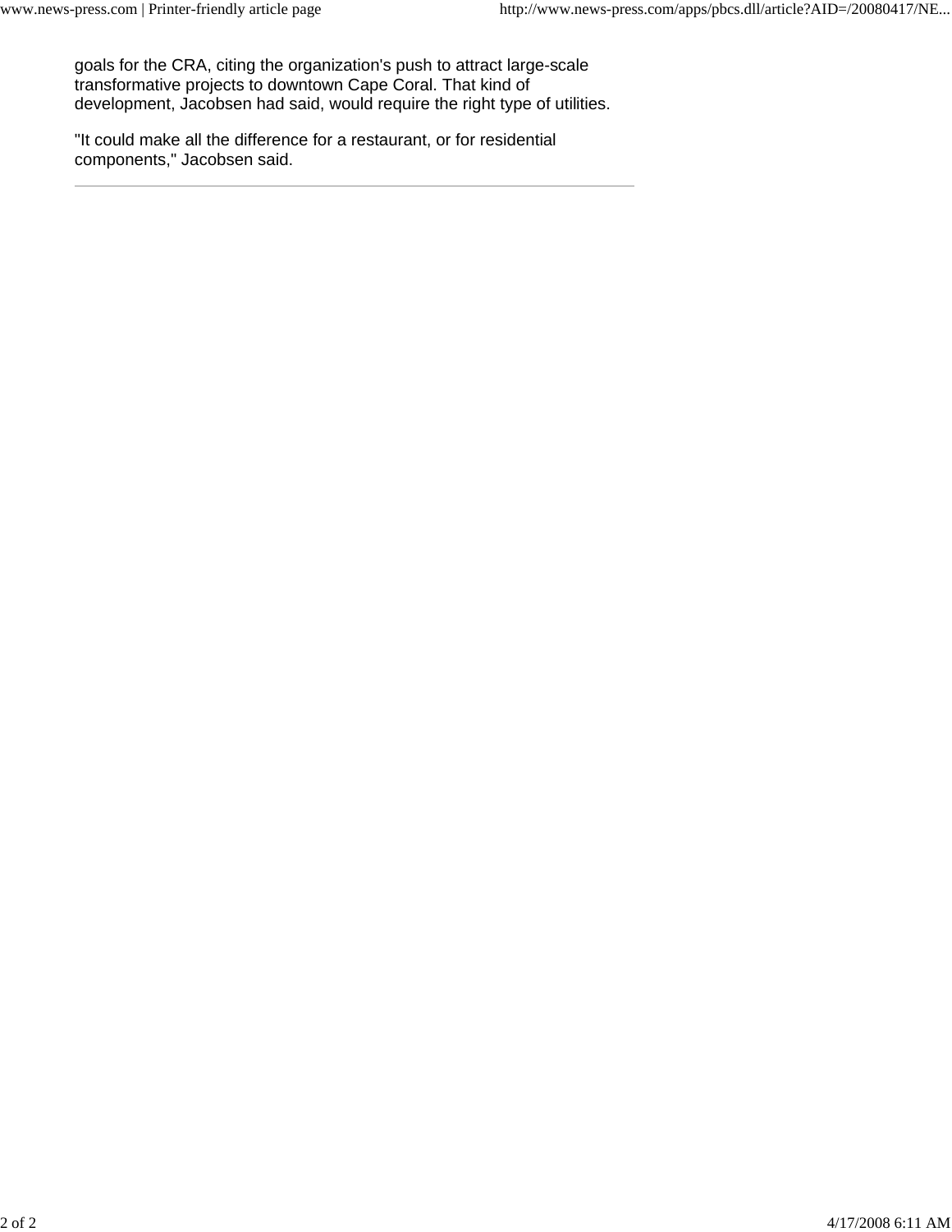goals for the CRA, citing the organization's push to attract large-scale transformative projects to downtown Cape Coral. That kind of development, Jacobsen had said, would require the right type of utilities.

"It could make all the difference for a restaurant, or for residential components," Jacobsen said.

---